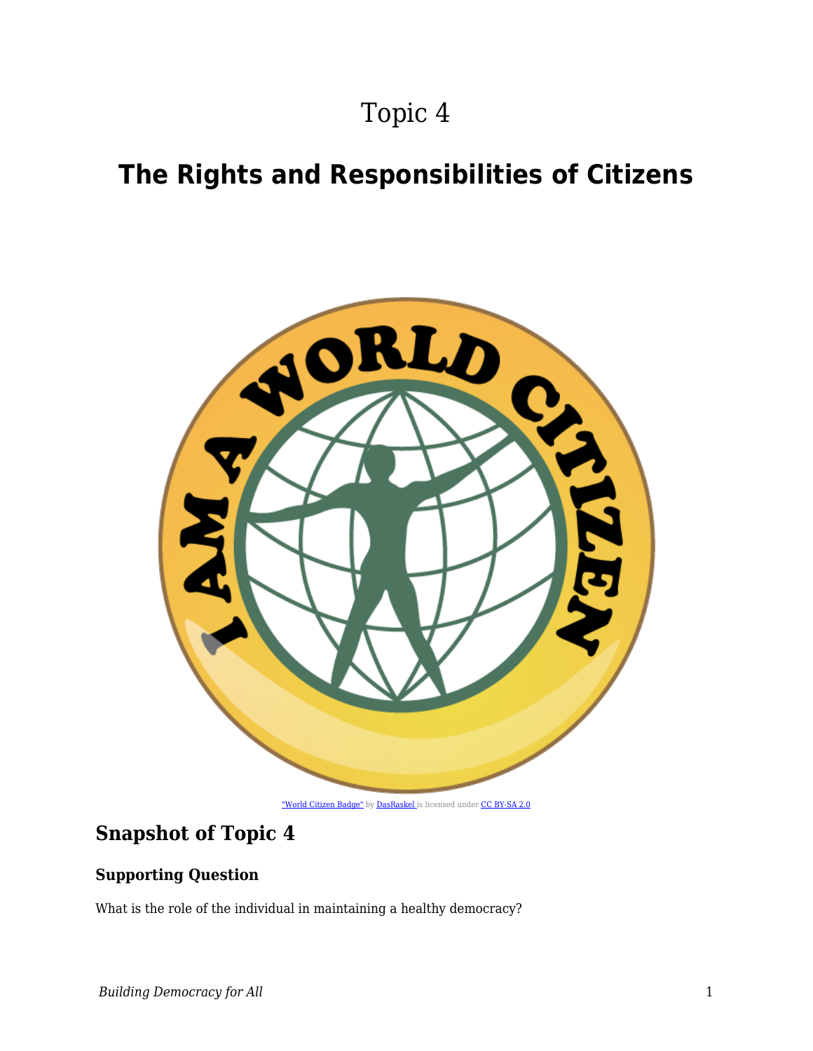Topic 4

# The Rights and Responsibilities of Citizens

"World Citizen Badge" by DasRaskel is licensed under CC BY-SA 2.0

## Snapshot of Topic 4

### Supporting Question

What is the role of the individual in maintaining a healthy democracy?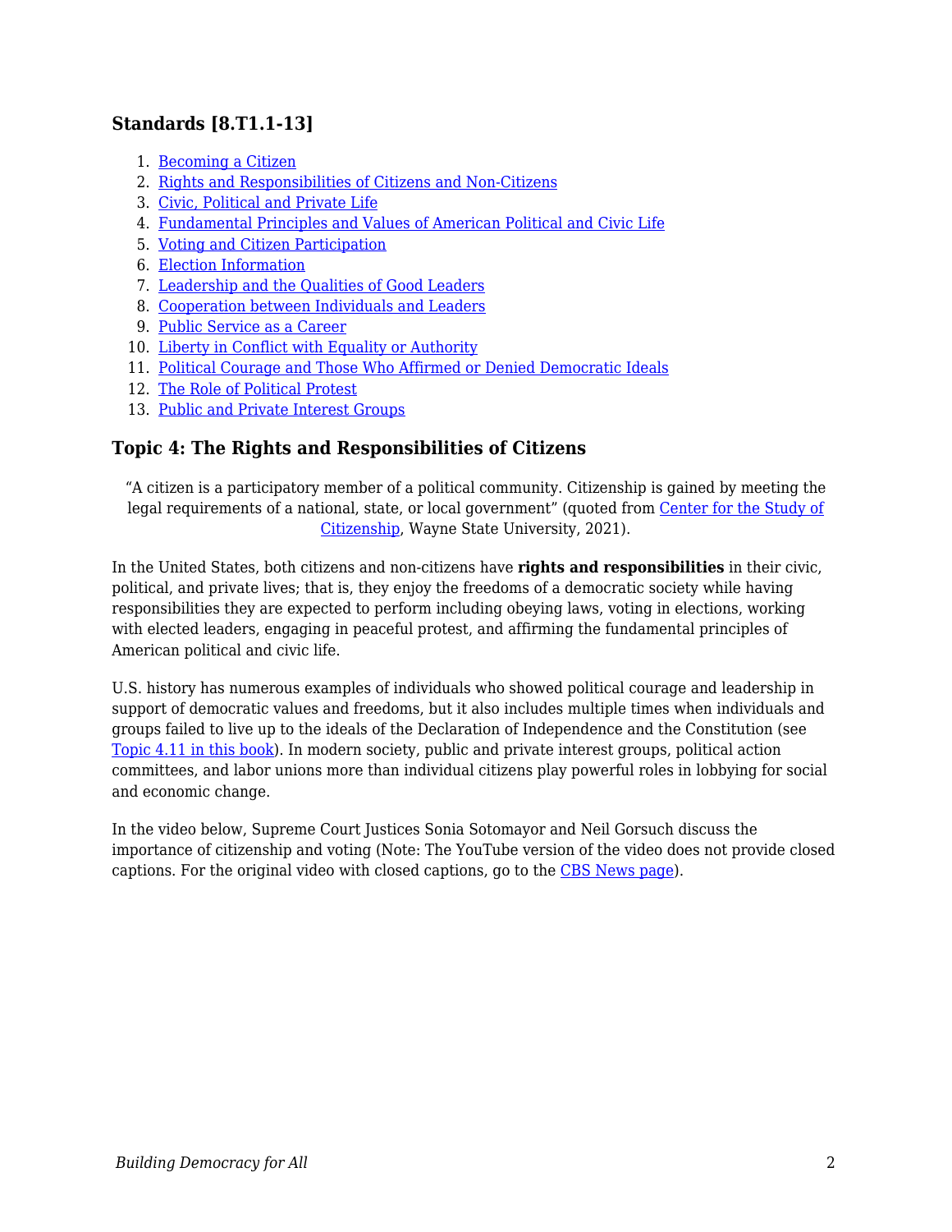### Standards [8.T1.1-13]

1. Becoming a Citizen
2. Rights and Responsibilities of Citizens and Non-Citizens
3. Civic, Political and Private Life
4. Fundamental Principles and Values of American Political and Civic Life
5. Voting and Citizen Participation
6. Election Information
7. Leadership and the Qualities of Good Leaders
8. Cooperation between Individuals and Leaders
9. Public Service as a Career
10. Liberty in Conflict with Equality or Authority
11. Political Courage and Those Who Affirmed or Denied Democratic Ideals
12. The Role of Political Protest
13. Public and Private Interest Groups

### Topic 4: The Rights and Responsibilities of Citizens

> "A citizen is a participatory member of a political community. Citizenship is gained by meeting the legal requirements of a national, state, or local government" (quoted from Center for the Study of Citizenship, Wayne State University, 2021).

In the United States, both citizens and non-citizens have **rights and responsibilities** in their civic, political, and private lives; that is, they enjoy the freedoms of a democratic society while having responsibilities they are expected to perform including obeying laws, voting in elections, working with elected leaders, engaging in peaceful protest, and affirming the fundamental principles of American political and civic life.

U.S. history has numerous examples of individuals who showed political courage and leadership in support of democratic values and freedoms, but it also includes multiple times when individuals and groups failed to live up to the ideals of the Declaration of Independence and the Constitution (see Topic 4.11 in this book). In modern society, public and private interest groups, political action committees, and labor unions more than individual citizens play powerful roles in lobbying for social and economic change.

In the video below, Supreme Court Justices Sonia Sotomayor and Neil Gorsuch discuss the importance of citizenship and voting (Note: The YouTube version of the video does not provide closed captions. For the original video with closed captions, go to the CBS News page).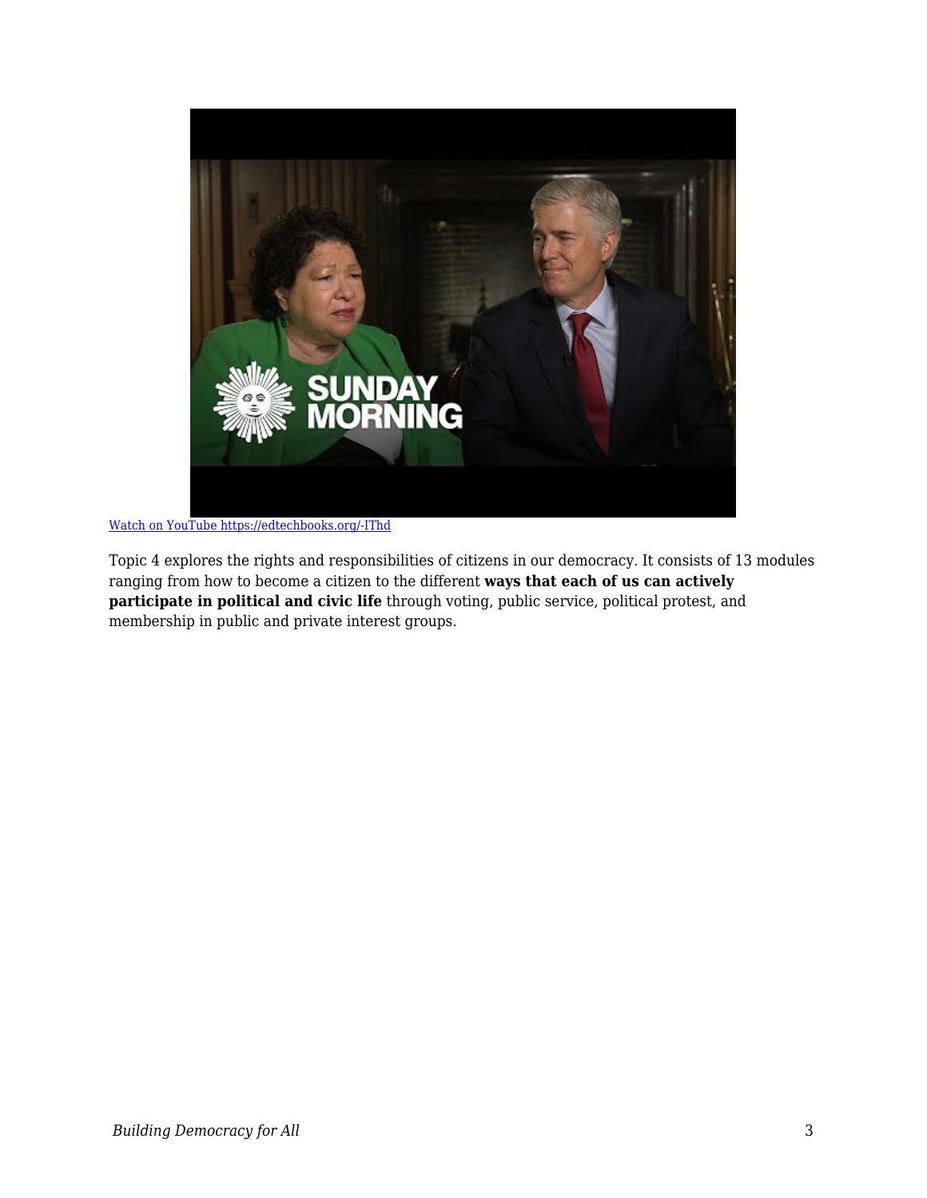[Watch on YouTube https://edtechbooks.org/-IThd](https://edtechbooks.org/-IThd)

Topic 4 explores the rights and responsibilities of citizens in our democracy. It consists of 13 modules ranging from how to become a citizen to the different **ways that each of us can actively participate in political and civic life** through voting, public service, political protest, and membership in public and private interest groups.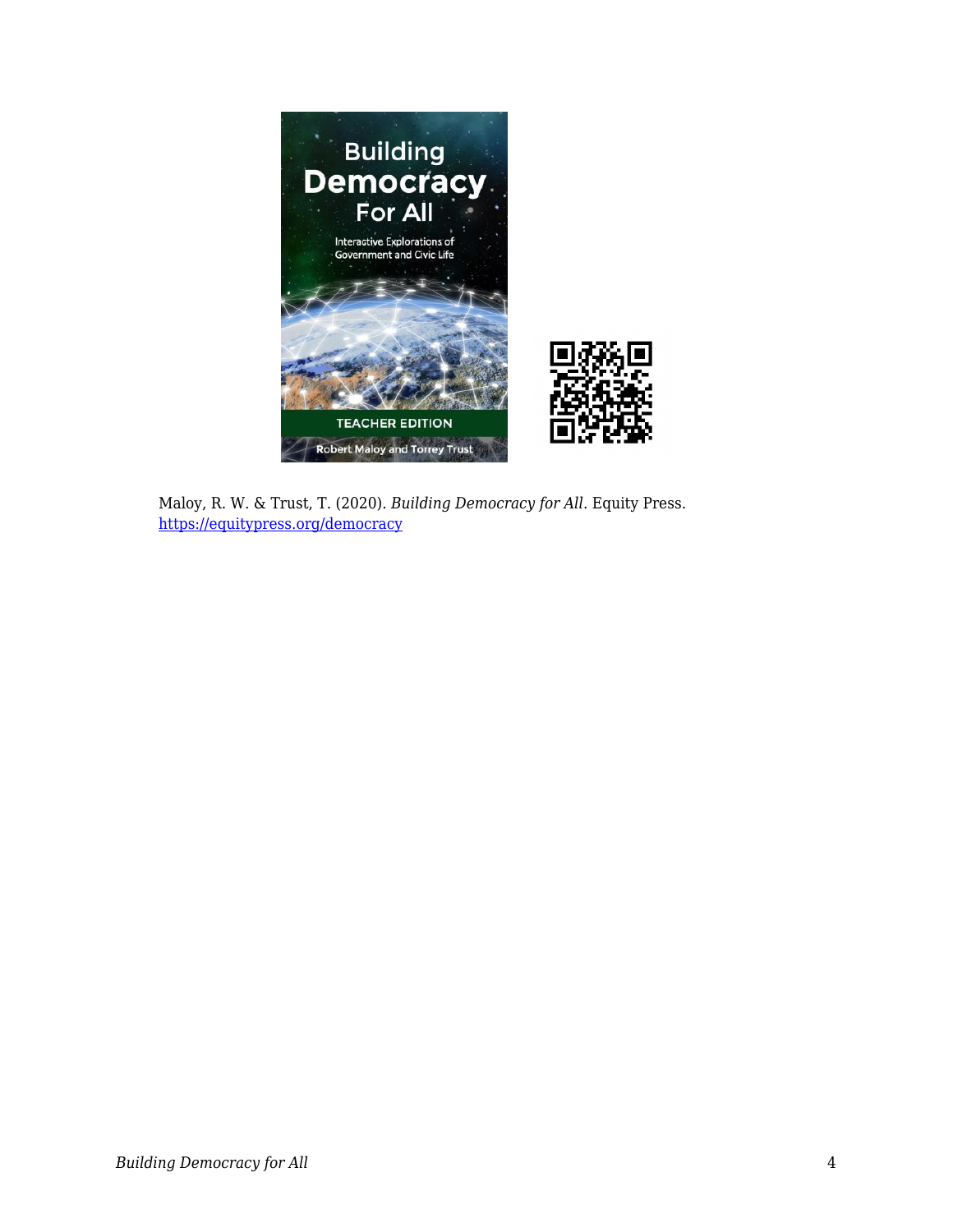Maloy, R. W. & Trust, T. (2020). *Building Democracy for All*. Equity Press. https://equitypress.org/democracy